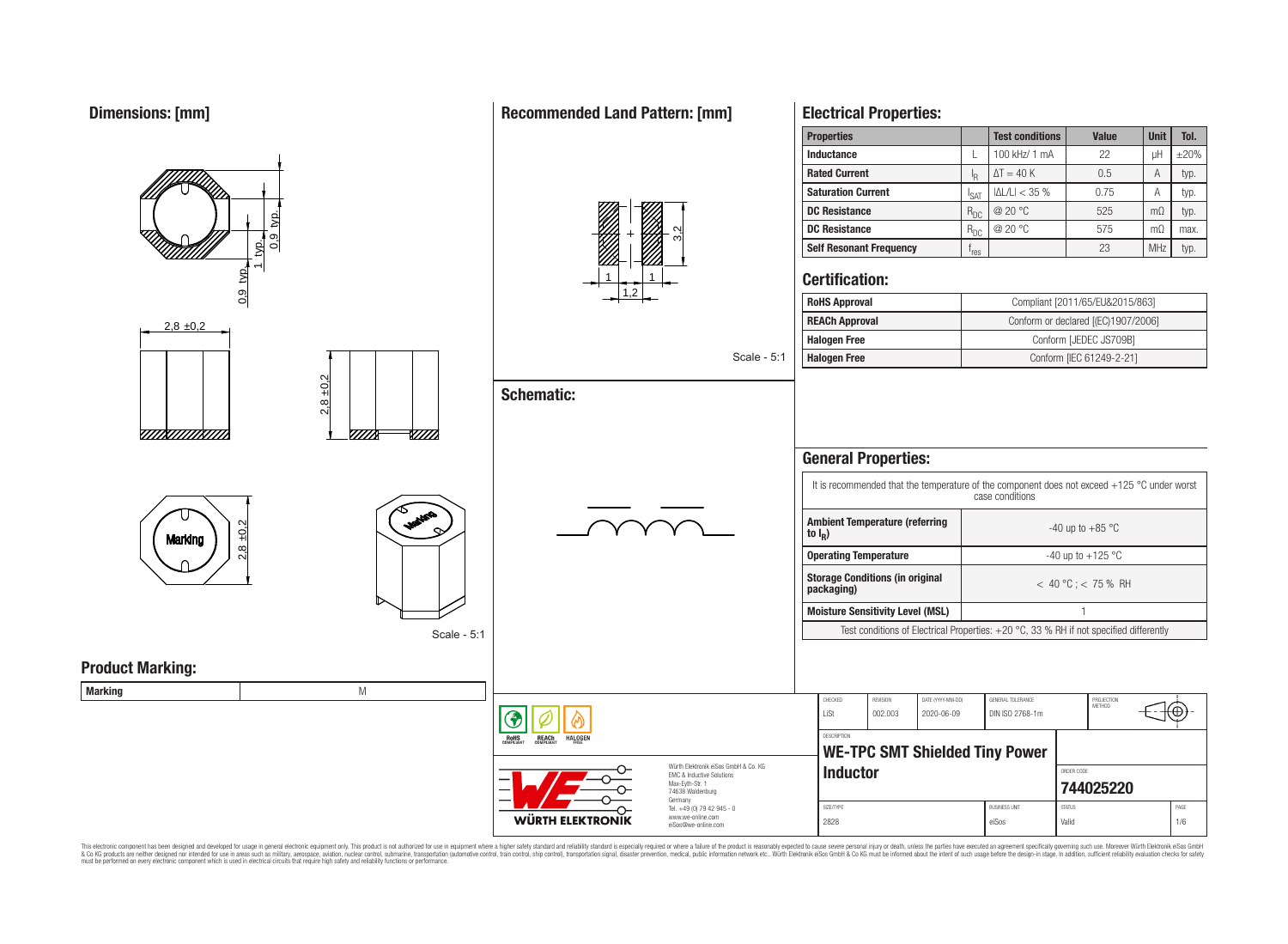## Dimensions: [mm]

0,9 typ.
1 typ.
0,9 typ.
2,8 ±0,2
2,8 ±0,2
2,8 ±0,2

Marking

Scale - 5:1

## Recommended Land Pattern: [mm]

3,2
1
1,2
1

Scale - 5:1

## Schematic:

## Product Marking:

| Marking | M |
| --- | --- |

## Electrical Properties:

| Properties | | Test conditions | Value | Unit | Tol. |
| --- | --- | --- | --- | --- | --- |
| Inductance | L | 100 kHz/ 1 mA | 22 | µH | ±20% |
| Rated Current | $I_R$ | ΔT = 40 K | 0.5 | A | typ. |
| Saturation Current | $I_{SAT}$ | \|ΔL/L\| < 35 % | 0.75 | A | typ. |
| DC Resistance | $R_{DC}$ | @ 20 °C | 525 | mΩ | typ. |
| DC Resistance | $R_{DC}$ | @ 20 °C | 575 | mΩ | max. |
| Self Resonant Frequency | $f_{res}$ | | 23 | MHz | typ. |

## Certification:

| RoHS Approval | Compliant [2011/65/EU&2015/863] |
| --- | --- |
| REACh Approval | Conform or declared [(EC)1907/2006] |
| Halogen Free | Conform [JEDEC JS709B] |
| Halogen Free | Conform [IEC 61249-2-21] |

## General Properties:

It is recommended that the temperature of the component does not exceed +125 °C under worst case conditions

| Ambient Temperature (referring to $I_R$) | -40 up to +85 °C |
| --- | --- |
| Operating Temperature | -40 up to +125 °C |
| Storage Conditions (in original packaging) | < 40 °C ; < 75 % RH |
| Moisture Sensitivity Level (MSL) | 1 |

Test conditions of Electrical Properties: +20 °C, 33 % RH if not specified differently

| CHECKED | REVISION | DATE (YYYY-MM-DD) | GENERAL TOLERANCE | PROJECTION METHOD |
| --- | --- | --- | --- | --- |
| LiSt | 002.003 | 2020-06-09 | DIN ISO 2768-1m | |

DESCRIPTION: **WE-TPC SMT Shielded Tiny Power Inductor**

ORDER CODE: **744025220**

| SIZE/TYPE | BUSINESS UNIT | STATUS |
| --- | --- | --- |
| 2828 | eiSos | Valid |

RoHS COMPLIANT · REACh COMPLIANT · HALOGEN FREE

Würth Elektronik eiSos GmbH & Co. KG
EMC & Inductive Solutions
Max-Eyth-Str. 1
74638 Waldenburg
Germany
Tel. +49 (0) 79 42 945 - 0
www.we-online.com
eiSos@we-online.com

WÜRTH ELEKTRONIK

This electronic component has been designed and developed for usage in general electronic equipment only. This product is not authorized for use in equipment where a higher safety standard and reliability standard is especially required or where a failure of the product is reasonably expected to cause severe personal injury or death, unless the parties have executed an agreement specifically governing such use. Moreover Würth Elektronik eiSos GmbH & Co KG products are neither designed nor intended for use in areas such as military, aerospace, aviation, nuclear control, submarine, transportation (automotive control, train control, ship control), transportation signal, disaster prevention, medical, public information network etc.. Würth Elektronik eiSos GmbH & Co KG must be informed about the intent of such usage before the design-in stage. In addition, sufficient reliability evaluation checks for safety must be performed on every electronic component which is used in electrical circuits that require high safety and reliability functions or performance.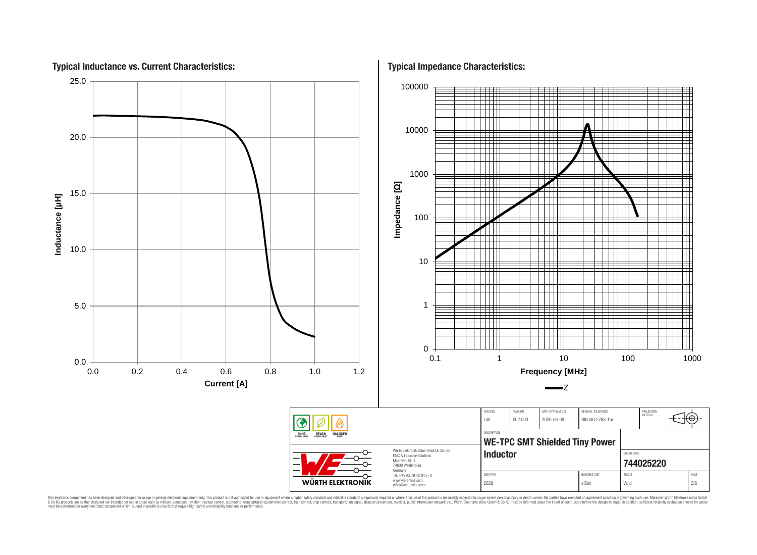## Typical Inductance vs. Current Characteristics:

Inductance [µH]

Current [A]

## Typical Impedance Characteristics:

Impedance [Ω]

Frequency [MHz]

Z

| CHECKED | REVISION | DATE (YYYY-MM-DD) | GENERAL TOLERANCE | PROJECTION METHOD |
|---|---|---|---|---|
| LiSt | 002.003 | 2020-06-09 | DIN ISO 2768-1m | |

RoHS COMPLIANT REACh COMPLIANT HALOGEN FREE

Würth Elektronik eiSos GmbH & Co. KG
EMC & Inductive Solutions
Max-Eyth-Str. 1
74638 Waldenburg
Germany
Tel. +49 (0) 79 42 945 - 0
www.we-online.com
eiSos@we-online.com

WÜRTH ELEKTRONIK

DESCRIPTION

**WE-TPC SMT Shielded Tiny Power Inductor**

ORDER CODE

**744025220**

| SIZE/TYPE | BUSINESS UNIT | STATUS | PAGE |
|---|---|---|---|
| 2828 | eiSos | Valid | 2/6 |

This electronic component has been designed and developed for usage in general electronic equipment only. This product is not authorized for use in equipment where a higher safety standard and reliability standard is especially required or where a failure of the product is reasonably expected to cause severe personal injury or death, unless the parties have executed an agreement specifically governing such use. Moreover Würth Elektronik eiSos GmbH & Co KG products are neither designed nor intended for use in areas such as military, aerospace, aviation, nuclear control, submarine, transportation (automotive control, train control, ship control), transportation signal, disaster prevention, medical, public information network etc.. Würth Elektronik eiSos GmbH & Co KG must be informed about the intent of such usage before the design-in stage. In addition, sufficient reliability evaluation checks for safety must be performed on every electronic component which is used in electrical circuits that require high safety and reliability functions or performance.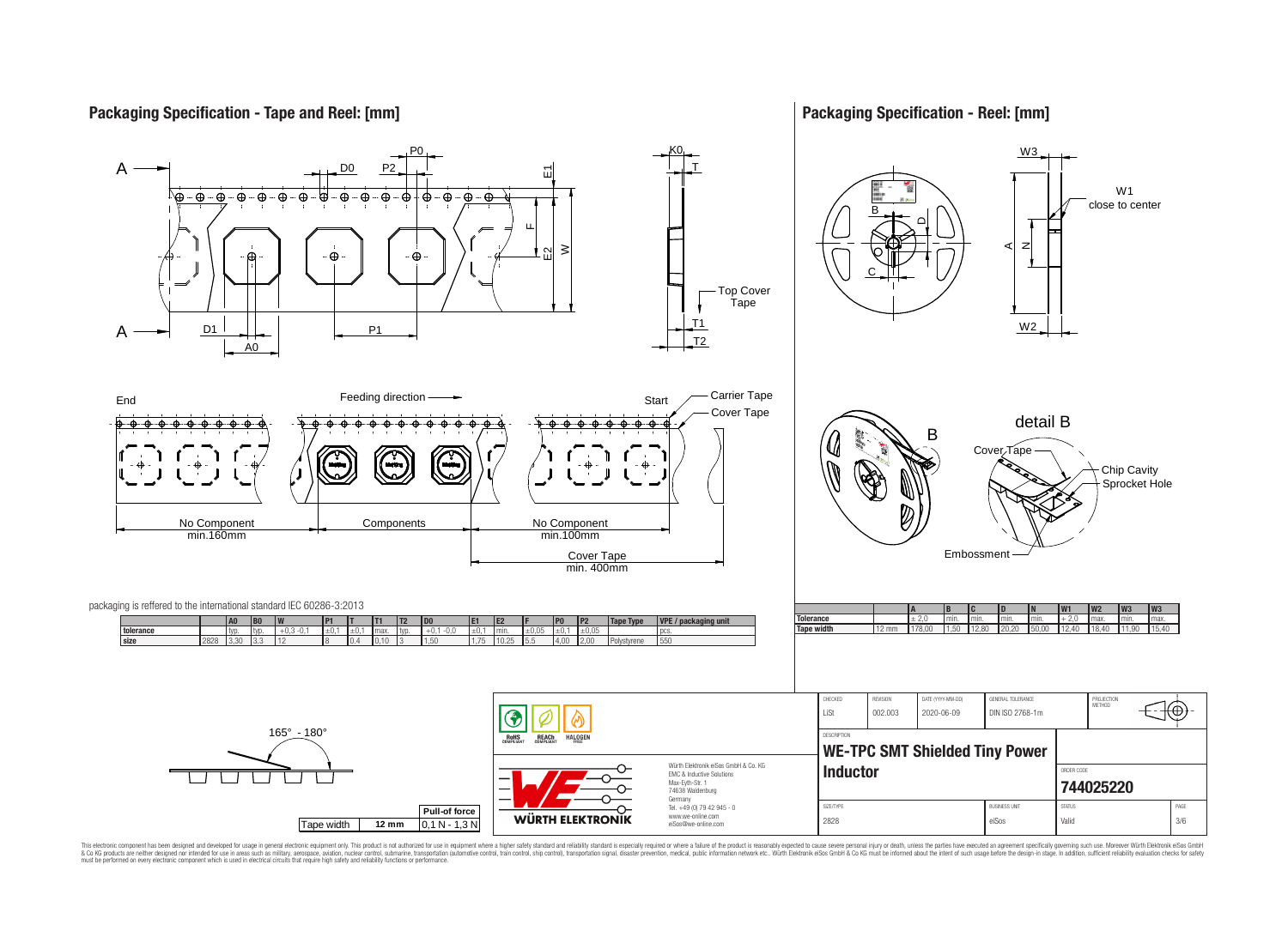## Packaging Specification - Tape and Reel: [mm]

A — D0 — P2 — P0 — E1 — F — E2 — W — D1 — P1 — A0 — K0 — T — Top Cover Tape — T1 — T2

End — Feeding direction — Start — Carrier Tape — Cover Tape

No Component min.160mm — Components — No Component min.100mm — Cover Tape min. 400mm

packaging is reffered to the international standard IEC 60286-3:2013

| | | A0 | B0 | W | P1 | T | T1 | T2 | D0 | E1 | E2 | F | P0 | P2 | Tape Type | VPE / packaging unit |
|---|---|---|---|---|---|---|---|---|---|---|---|---|---|---|---|---|
| tolerance | | typ. | typ. | +0,3 -0,1 | ±0,1 | ±0,1 | max. | typ. | +0,1 -0,0 | ±0,1 | min. | ±0,05 | ±0,1 | ±0,05 | | pcs. |
| size | 2828 | 3,30 | 3,3 | 12 | 8 | 0,4 | 0,10 | 3 | 1,50 | 1,75 | 10,25 | 5,5 | 4,00 | 2,00 | Polystyrene | 550 |

165° - 180°

| Tape width | Pull-of force |
|---|---|
| 12 mm | 0,1 N - 1,3 N |

## Packaging Specification - Reel: [mm]

W3 — W1 close to center — A — N — W2 — B — D — C

detail B — Cover Tape — Chip Cavity — Sprocket Hole — Embossment

| | | A | B | C | D | N | W1 | W2 | W3 | W3 |
|---|---|---|---|---|---|---|---|---|---|---|
| Tolerance | | ± 2,0 | min. | min. | min. | min. | + 2,0 | max. | min. | max. |
| Tape width | 12 mm | 178,00 | 1,50 | 12,80 | 20,20 | 50,00 | 12,40 | 18,40 | 11,90 | 15,40 |

RoHS COMPLIANT — REACh COMPLIANT — HALOGEN FREE

Würth Elektronik eiSos GmbH & Co. KG
EMC & Inductive Solutions
Max-Eyth-Str. 1
74638 Waldenburg
Germany
Tel. +49 (0) 79 42 945 - 0
www.we-online.com
eiSos@we-online.com

WÜRTH ELEKTRONIK

| CHECKED | REVISION | DATE (YYYY-MM-DD) | GENERAL TOLERANCE | PROJECTION METHOD |
|---|---|---|---|---|
| LiSt | 002.003 | 2020-06-09 | DIN ISO 2768-1m | |

DESCRIPTION: **WE-TPC SMT Shielded Tiny Power Inductor**

ORDER CODE: **744025220**

| SIZE/TYPE | BUSINESS UNIT | STATUS | PAGE |
|---|---|---|---|
| 2828 | eiSos | Valid | 3/6 |

This electronic component has been designed and developed for usage in general electronic equipment only. This product is not authorized for use in equipment where a higher safety standard and reliability standard is especially required or where a failure of the product is reasonably expected to cause severe personal injury or death, unless the parties have executed an agreement specifically governing such use. Moreover Würth Elektronik eiSos GmbH & Co KG products are neither designed nor intended for use in areas such as military, aerospace, aviation, nuclear control, submarine, transportation (automotive control, train control, ship control), transportation signal, disaster prevention, medical, public information network etc.. Würth Elektronik eiSos GmbH & Co KG must be informed about the intent of such usage before the design-in stage. In addition, sufficient reliability evaluation checks for safety must be performed on every electronic component which is used in electrical circuits that require high safety and reliability functions or performance.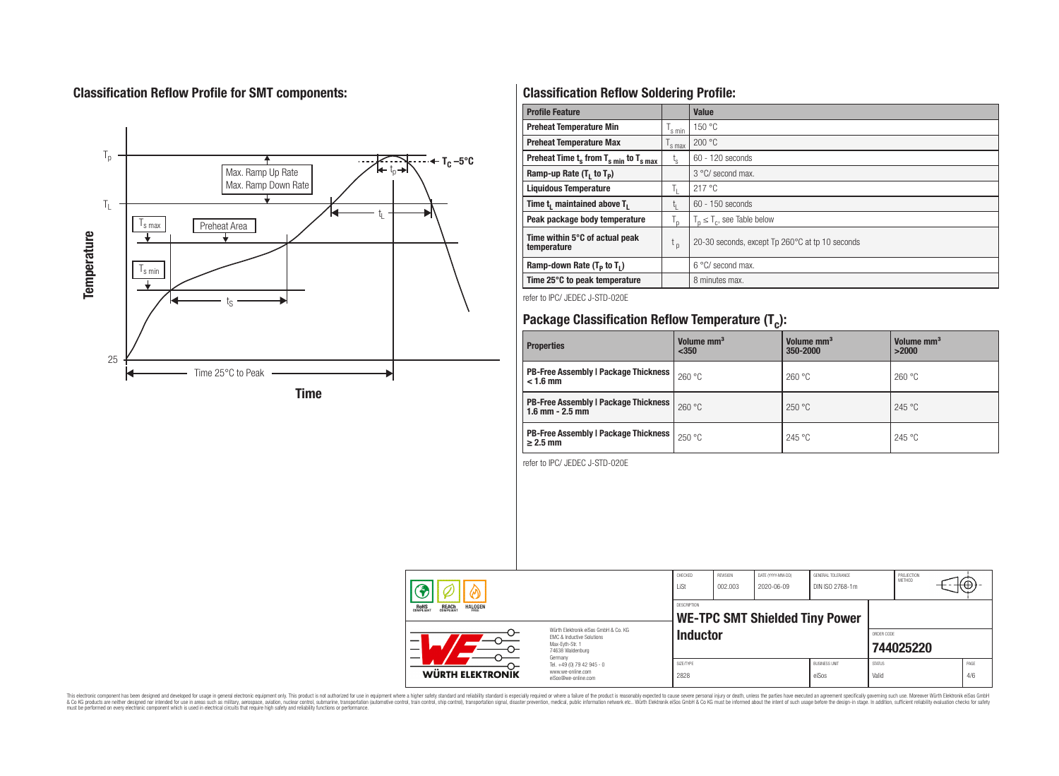## Classification Reflow Profile for SMT components:

## Classification Reflow Soldering Profile:

| Profile Feature | | Value |
|---|---|---|
| Preheat Temperature Min | $T_{s\ min}$ | 150 °C |
| Preheat Temperature Max | $T_{s\ max}$ | 200 °C |
| Preheat Time $t_s$ from $T_{s\ min}$ to $T_{s\ max}$ | $t_s$ | 60 - 120 seconds |
| Ramp-up Rate ($T_L$ to $T_P$) | | 3 °C/ second max. |
| Liquidous Temperature | $T_L$ | 217 °C |
| Time $t_L$ maintained above $T_L$ | $t_L$ | 60 - 150 seconds |
| Peak package body temperature | $T_p$ | $T_p \leq T_c$, see Table below |
| Time within 5°C of actual peak temperature | $t_p$ | 20-30 seconds, except Tp 260°C at tp 10 seconds |
| Ramp-down Rate ($T_P$ to $T_L$) | | 6 °C/ second max. |
| Time 25°C to peak temperature | | 8 minutes max. |

refer to IPC/ JEDEC J-STD-020E

## Package Classification Reflow Temperature ($T_c$):

| Properties | Volume mm³ <350 | Volume mm³ 350-2000 | Volume mm³ >2000 |
|---|---|---|---|
| PB-Free Assembly \| Package Thickness < 1.6 mm | 260 °C | 260 °C | 260 °C |
| PB-Free Assembly \| Package Thickness 1.6 mm - 2.5 mm | 260 °C | 250 °C | 245 °C |
| PB-Free Assembly \| Package Thickness ≥ 2.5 mm | 250 °C | 245 °C | 245 °C |

refer to IPC/ JEDEC J-STD-020E

| CHECKED | REVISION | DATE (YYYY-MM-DD) | GENERAL TOLERANCE | PROJECTION METHOD |
|---|---|---|---|---|
| LiSt | 002.003 | 2020-06-09 | DIN ISO 2768-1m | |

DESCRIPTION: **WE-TPC SMT Shielded Tiny Power Inductor**

ORDER CODE: **744025220**

| SIZE/TYPE | BUSINESS UNIT | STATUS | PAGE |
|---|---|---|---|
| 2828 | eiSos | Valid | 4/6 |

Würth Elektronik eiSos GmbH & Co. KG
EMC & Inductive Solutions
Max-Eyth-Str. 1
74638 Waldenburg
Germany
Tel. +49 (0) 79 42 945 - 0
www.we-online.com
eiSos@we-online.com

This electronic component has been designed and developed for usage in general electronic equipment only. This product is not authorized for use in equipment where a higher safety standard and reliability standard is especially required or where a failure of the product is reasonably expected to cause severe personal injury or death, unless the parties have executed an agreement specifically governing such use. Moreover Würth Elektronik eiSos GmbH & Co KG products are neither designed nor intended for use in areas such as military, aerospace, aviation, nuclear control, submarine, transportation (automotive control, train control, ship control), transportation signal, disaster prevention, medical, public information network etc.. Würth Elektronik eiSos GmbH & Co KG must be informed about the intent of such usage before the design-in stage. In addition, sufficient reliability evaluation checks for safety must be performed on every electronic component which is used in electrical circuits that require high safety and reliability functions or performance.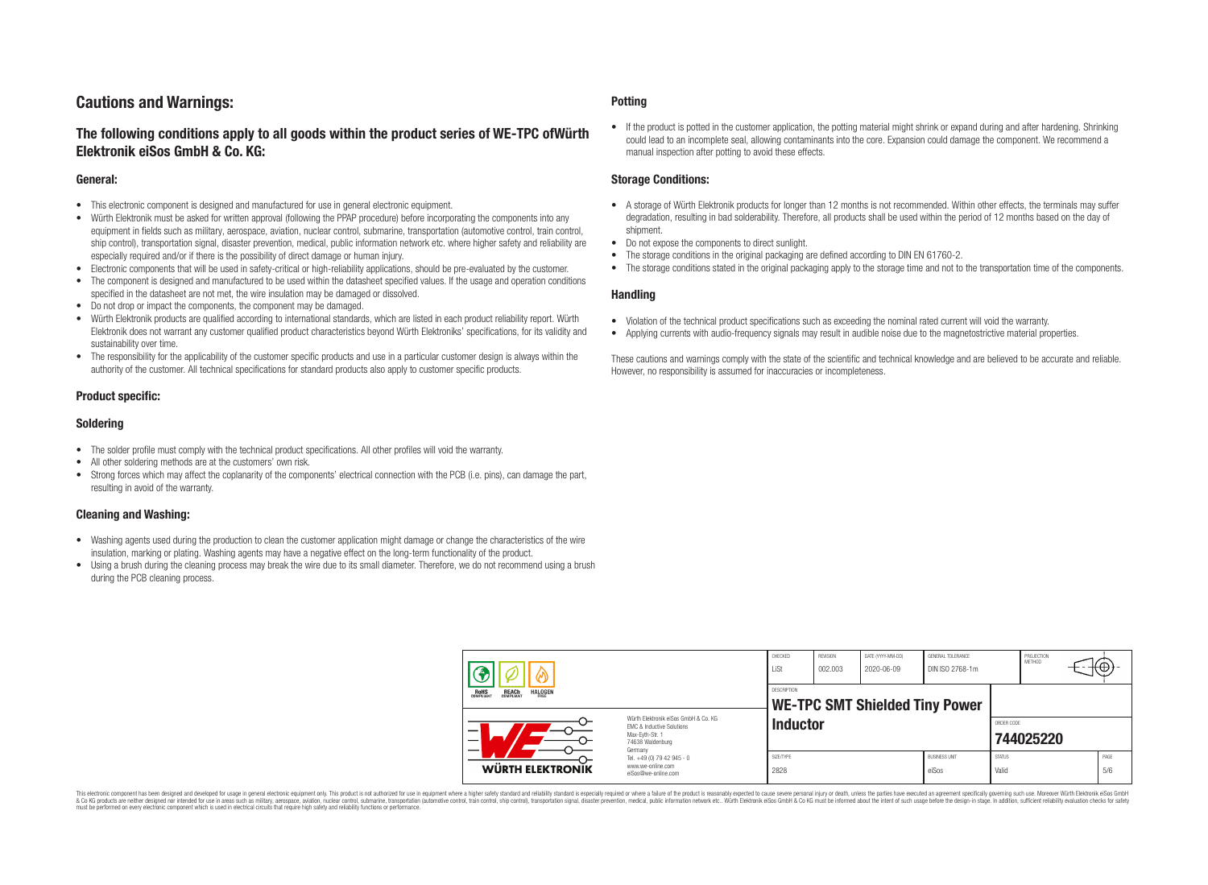# Cautions and Warnings:

## The following conditions apply to all goods within the product series of WE-TPC ofWürth Elektronik eiSos GmbH & Co. KG:

### General:

- This electronic component is designed and manufactured for use in general electronic equipment.
- Würth Elektronik must be asked for written approval (following the PPAP procedure) before incorporating the components into any equipment in fields such as military, aerospace, aviation, nuclear control, submarine, transportation (automotive control, train control, ship control), transportation signal, disaster prevention, medical, public information network etc. where higher safety and reliability are especially required and/or if there is the possibility of direct damage or human injury.
- Electronic components that will be used in safety-critical or high-reliability applications, should be pre-evaluated by the customer.
- The component is designed and manufactured to be used within the datasheet specified values. If the usage and operation conditions specified in the datasheet are not met, the wire insulation may be damaged or dissolved.
- Do not drop or impact the components, the component may be damaged.
- Würth Elektronik products are qualified according to international standards, which are listed in each product reliability report. Würth Elektronik does not warrant any customer qualified product characteristics beyond Würth Elektroniks' specifications, for its validity and sustainability over time.
- The responsibility for the applicability of the customer specific products and use in a particular customer design is always within the authority of the customer. All technical specifications for standard products also apply to customer specific products.

### Product specific:

### Soldering

- The solder profile must comply with the technical product specifications. All other profiles will void the warranty.
- All other soldering methods are at the customers' own risk.
- Strong forces which may affect the coplanarity of the components' electrical connection with the PCB (i.e. pins), can damage the part, resulting in avoid of the warranty.

### Cleaning and Washing:

- Washing agents used during the production to clean the customer application might damage or change the characteristics of the wire insulation, marking or plating. Washing agents may have a negative effect on the long-term functionality of the product.
- Using a brush during the cleaning process may break the wire due to its small diameter. Therefore, we do not recommend using a brush during the PCB cleaning process.

### Potting

- If the product is potted in the customer application, the potting material might shrink or expand during and after hardening. Shrinking could lead to an incomplete seal, allowing contaminants into the core. Expansion could damage the component. We recommend a manual inspection after potting to avoid these effects.

### Storage Conditions:

- A storage of Würth Elektronik products for longer than 12 months is not recommended. Within other effects, the terminals may suffer degradation, resulting in bad solderability. Therefore, all products shall be used within the period of 12 months based on the day of shipment.
- Do not expose the components to direct sunlight.
- The storage conditions in the original packaging are defined according to DIN EN 61760-2.
- The storage conditions stated in the original packaging apply to the storage time and not to the transportation time of the components.

### Handling

- Violation of the technical product specifications such as exceeding the nominal rated current will void the warranty.
- Applying currents with audio-frequency signals may result in audible noise due to the magnetostrictive material properties.

These cautions and warnings comply with the state of the scientific and technical knowledge and are believed to be accurate and reliable. However, no responsibility is assumed for inaccuracies or incompleteness.

| CHECKED | REVISION | DATE (YYYY-MM-DD) | GENERAL TOLERANCE | PROJECTION METHOD |
|---|---|---|---|---|
| LiSt | 002.003 | 2020-06-09 | DIN ISO 2768-1m | |

| DESCRIPTION | ORDER CODE |
|---|---|
| WE-TPC SMT Shielded Tiny Power Inductor | 744025220 |

| SIZE/TYPE | BUSINESS UNIT | STATUS | PAGE |
|---|---|---|---|
| 2828 | eiSos | Valid | 5/6 |

Würth Elektronik eiSos GmbH & Co. KG
EMC & Inductive Solutions
Max-Eyth-Str. 1
74638 Waldenburg
Germany
Tel. +49 (0) 79 42 945 - 0
www.we-online.com
eiSos@we-online.com

This electronic component has been designed and developed for usage in general electronic equipment only. This product is not authorized for use in equipment where a higher safety standard and reliability standard is especially required or where a failure of the product is reasonably expected to cause severe personal injury or death, unless the parties have executed an agreement specifically governing such use. Moreover Würth Elektronik eiSos GmbH & Co KG products are neither designed nor intended for use in areas such as military, aerospace, aviation, nuclear control, submarine, transportation (automotive control, train control, ship control), transportation signal, disaster prevention, medical, public information network etc.. Würth Elektronik eiSos GmbH & Co KG must be informed about the intent of such usage before the design-in stage. In addition, sufficient reliability evaluation checks for safety must be performed on every electronic component which is used in electrical circuits that require high safety and reliability functions or performance.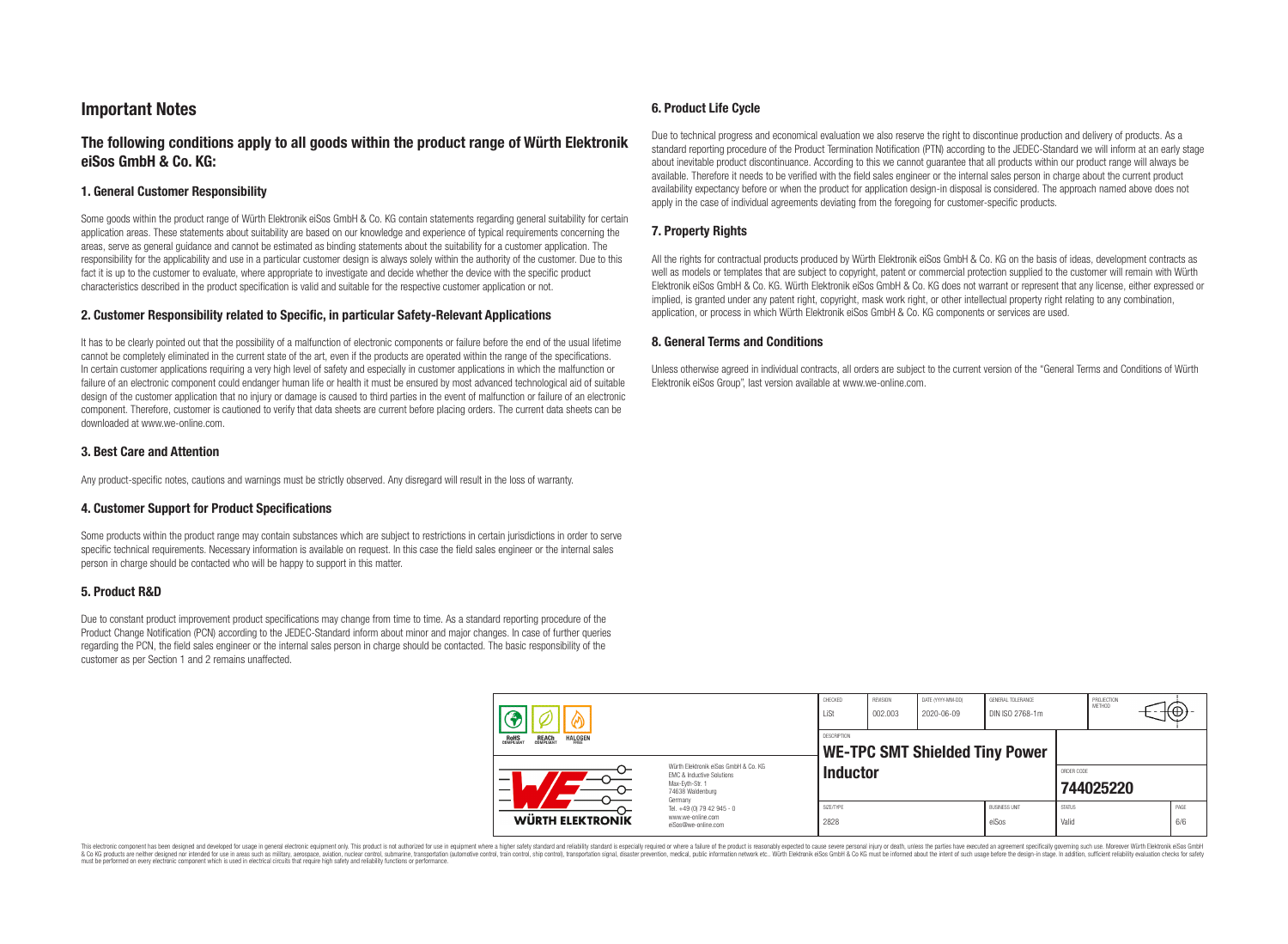# Important Notes

## The following conditions apply to all goods within the product range of Würth Elektronik eiSos GmbH & Co. KG:

### 1. General Customer Responsibility

Some goods within the product range of Würth Elektronik eiSos GmbH & Co. KG contain statements regarding general suitability for certain application areas. These statements about suitability are based on our knowledge and experience of typical requirements concerning the areas, serve as general guidance and cannot be estimated as binding statements about the suitability for a customer application. The responsibility for the applicability and use in a particular customer design is always solely within the authority of the customer. Due to this fact it is up to the customer to evaluate, where appropriate to investigate and decide whether the device with the specific product characteristics described in the product specification is valid and suitable for the respective customer application or not.

### 2. Customer Responsibility related to Specific, in particular Safety-Relevant Applications

It has to be clearly pointed out that the possibility of a malfunction of electronic components or failure before the end of the usual lifetime cannot be completely eliminated in the current state of the art, even if the products are operated within the range of the specifications. In certain customer applications requiring a very high level of safety and especially in customer applications in which the malfunction or failure of an electronic component could endanger human life or health it must be ensured by most advanced technological aid of suitable design of the customer application that no injury or damage is caused to third parties in the event of malfunction or failure of an electronic component. Therefore, customer is cautioned to verify that data sheets are current before placing orders. The current data sheets can be downloaded at www.we-online.com.

### 3. Best Care and Attention

Any product-specific notes, cautions and warnings must be strictly observed. Any disregard will result in the loss of warranty.

### 4. Customer Support for Product Specifications

Some products within the product range may contain substances which are subject to restrictions in certain jurisdictions in order to serve specific technical requirements. Necessary information is available on request. In this case the field sales engineer or the internal sales person in charge should be contacted who will be happy to support in this matter.

### 5. Product R&D

Due to constant product improvement product specifications may change from time to time. As a standard reporting procedure of the Product Change Notification (PCN) according to the JEDEC-Standard inform about minor and major changes. In case of further queries regarding the PCN, the field sales engineer or the internal sales person in charge should be contacted. The basic responsibility of the customer as per Section 1 and 2 remains unaffected.

### 6. Product Life Cycle

Due to technical progress and economical evaluation we also reserve the right to discontinue production and delivery of products. As a standard reporting procedure of the Product Termination Notification (PTN) according to the JEDEC-Standard we will inform at an early stage about inevitable product discontinuance. According to this we cannot guarantee that all products within our product range will always be available. Therefore it needs to be verified with the field sales engineer or the internal sales person in charge about the current product availability expectancy before or when the product for application design-in disposal is considered. The approach named above does not apply in the case of individual agreements deviating from the foregoing for customer-specific products.

### 7. Property Rights

All the rights for contractual products produced by Würth Elektronik eiSos GmbH & Co. KG on the basis of ideas, development contracts as well as models or templates that are subject to copyright, patent or commercial protection supplied to the customer will remain with Würth Elektronik eiSos GmbH & Co. KG. Würth Elektronik eiSos GmbH & Co. KG does not warrant or represent that any license, either expressed or implied, is granted under any patent right, copyright, mask work right, or other intellectual property right relating to any combination, application, or process in which Würth Elektronik eiSos GmbH & Co. KG components or services are used.

### 8. General Terms and Conditions

Unless otherwise agreed in individual contracts, all orders are subject to the current version of the "General Terms and Conditions of Würth Elektronik eiSos Group", last version available at www.we-online.com.

| | | | | | | | |
|---|---|---|---|---|---|---|---|
| RoHS COMPLIANT / REACh COMPLIANT / HALOGEN FREE | | CHECKED LiSt | REVISION 002.003 | DATE (YYYY-MM-DD) 2020-06-09 | GENERAL TOLERANCE DIN ISO 2768-1m | PROJECTION METHOD | |
| | | DESCRIPTION **WE-TPC SMT Shielded Tiny Power Inductor** | | | | ORDER CODE **744025220** | |
| WÜRTH ELEKTRONIK | Würth Elektronik eiSos GmbH & Co. KG, EMC & Inductive Solutions, Max-Eyth-Str. 1, 74638 Waldenburg, Germany, Tel. +49 (0) 79 42 945 - 0, www.we-online.com, eiSos@we-online.com | SIZE/TYPE 2828 | | | BUSINESS UNIT eiSos | STATUS Valid | PAGE 6/6 |

This electronic component has been designed and developed for usage in general electronic equipment only. This product is not authorized for use in equipment where a higher safety standard and reliability standard is especially required or where a failure of the product is reasonably expected to cause severe personal injury or death, unless the parties have executed an agreement specifically governing such use. Moreover Würth Elektronik eiSos GmbH & Co KG products are neither designed nor intended for use in areas such as military, aerospace, aviation, nuclear control, submarine, transportation (automotive control, train control, ship control), transportation signal, disaster prevention, medical, public information network etc.. Würth Elektronik eiSos GmbH & Co KG must be informed about the intent of such usage before the design-in stage. In addition, sufficient reliability evaluation checks for safety must be performed on every electronic component which is used in electrical circuits that require high safety and reliability functions or performance.